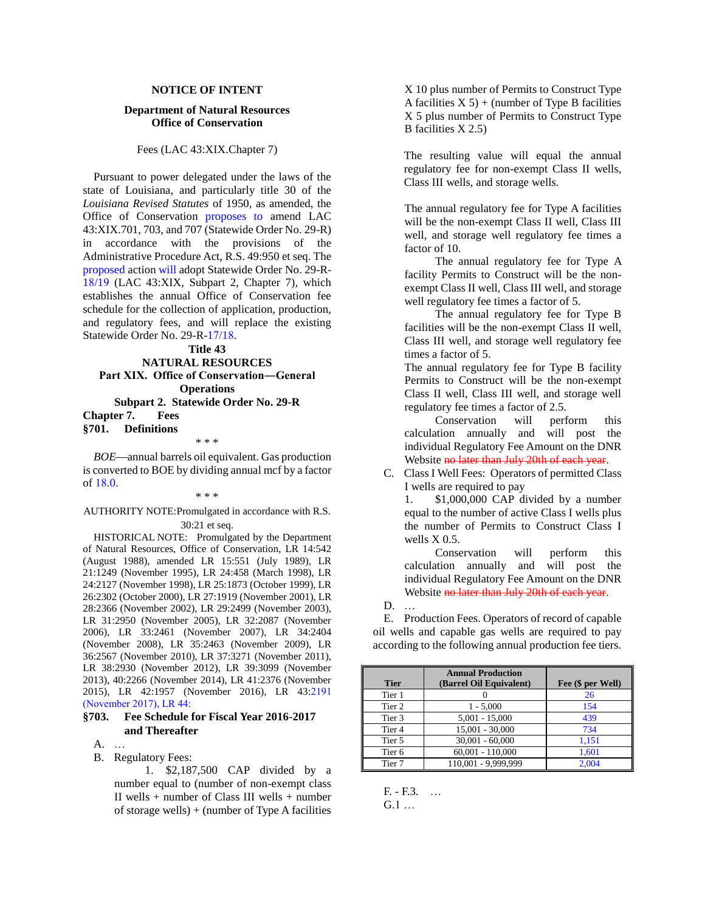## NOTICE OF INTENT

**Department of Natural Resources**
**Office of Conservation**

Fees (LAC 43:XIX.Chapter 7)

Pursuant to power delegated under the laws of the state of Louisiana, and particularly title 30 of the *Louisiana Revised Statutes* of 1950, as amended, the Office of Conservation proposes to amend LAC 43:XIX.701, 703, and 707 (Statewide Order No. 29-R) in accordance with the provisions of the Administrative Procedure Act, R.S. 49:950 et seq. The proposed action will adopt Statewide Order No. 29-R-18/19 (LAC 43:XIX, Subpart 2, Chapter 7), which establishes the annual Office of Conservation fee schedule for the collection of application, production, and regulatory fees, and will replace the existing Statewide Order No. 29-R-17/18.

**Title 43**
**NATURAL RESOURCES**
**Part XIX. Office of Conservation—General Operations**
**Subpart 2. Statewide Order No. 29-R**

**Chapter 7. Fees**

**§701. Definitions**

\* \* \*

*BOE*—annual barrels oil equivalent. Gas production is converted to BOE by dividing annual mcf by a factor of 18.0.

\* \* \*

AUTHORITY NOTE: Promulgated in accordance with R.S. 30:21 et seq.

HISTORICAL NOTE: Promulgated by the Department of Natural Resources, Office of Conservation, LR 14:542 (August 1988), amended LR 15:551 (July 1989), LR 21:1249 (November 1995), LR 24:458 (March 1998), LR 24:2127 (November 1998), LR 25:1873 (October 1999), LR 26:2302 (October 2000), LR 27:1919 (November 2001), LR 28:2366 (November 2002), LR 29:2499 (November 2003), LR 31:2950 (November 2005), LR 32:2087 (November 2006), LR 33:2461 (November 2007), LR 34:2404 (November 2008), LR 35:2463 (November 2009), LR 36:2567 (November 2010), LR 37:3271 (November 2011), LR 38:2930 (November 2012), LR 39:3099 (November 2013), 40:2266 (November 2014), LR 41:2376 (November 2015), LR 42:1957 (November 2016), LR 43:2191 (November 2017), LR 44:

**§703. Fee Schedule for Fiscal Year 2016-2017 and Thereafter**

A. …

B. Regulatory Fees:

1. $2,187,500 CAP divided by a number equal to (number of non-exempt class II wells + number of Class III wells + number of storage wells) + (number of Type A facilities X 10 plus number of Permits to Construct Type A facilities X 5) + (number of Type B facilities X 5 plus number of Permits to Construct Type B facilities X 2.5)

The resulting value will equal the annual regulatory fee for non-exempt Class II wells, Class III wells, and storage wells.

The annual regulatory fee for Type A facilities will be the non-exempt Class II well, Class III well, and storage well regulatory fee times a factor of 10.

The annual regulatory fee for Type A facility Permits to Construct will be the non-exempt Class II well, Class III well, and storage well regulatory fee times a factor of 5.

The annual regulatory fee for Type B facilities will be the non-exempt Class II well, Class III well, and storage well regulatory fee times a factor of 5.

The annual regulatory fee for Type B facility Permits to Construct will be the non-exempt Class II well, Class III well, and storage well regulatory fee times a factor of 2.5.

Conservation will perform this calculation annually and will post the individual Regulatory Fee Amount on the DNR Website ~~no later than July 20th of each year~~.

C. Class I Well Fees: Operators of permitted Class I wells are required to pay

1. $1,000,000 CAP divided by a number equal to the number of active Class I wells plus the number of Permits to Construct Class I wells X 0.5.

Conservation will perform this calculation annually and will post the individual Regulatory Fee Amount on the DNR Website ~~no later than July 20th of each year~~.

D. …

E. Production Fees. Operators of record of capable oil wells and capable gas wells are required to pay according to the following annual production fee tiers.

| Tier | Annual Production (Barrel Oil Equivalent) | Fee ($ per Well) |
|---|---|---|
| Tier 1 | 0 | 26 |
| Tier 2 | 1 - 5,000 | 154 |
| Tier 3 | 5,001 - 15,000 | 439 |
| Tier 4 | 15,001 - 30,000 | 734 |
| Tier 5 | 30,001 - 60,000 | 1,151 |
| Tier 6 | 60,001 - 110,000 | 1,601 |
| Tier 7 | 110,001 - 9,999,999 | 2,004 |

F. - F.3. …

G.1 …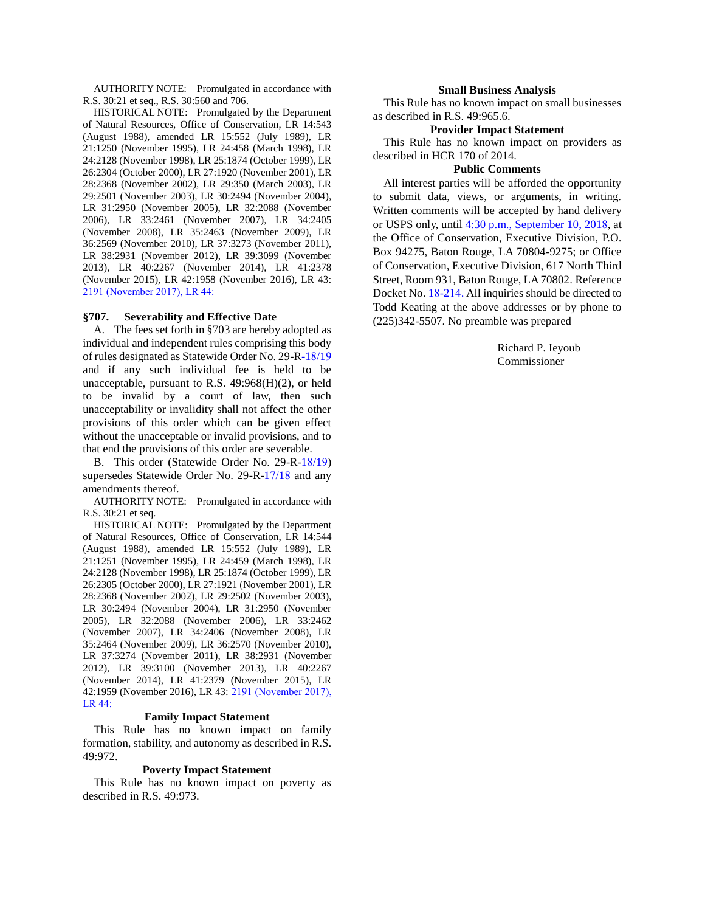AUTHORITY NOTE: Promulgated in accordance with R.S. 30:21 et seq., R.S. 30:560 and 706.

HISTORICAL NOTE: Promulgated by the Department of Natural Resources, Office of Conservation, LR 14:543 (August 1988), amended LR 15:552 (July 1989), LR 21:1250 (November 1995), LR 24:458 (March 1998), LR 24:2128 (November 1998), LR 25:1874 (October 1999), LR 26:2304 (October 2000), LR 27:1920 (November 2001), LR 28:2368 (November 2002), LR 29:350 (March 2003), LR 29:2501 (November 2003), LR 30:2494 (November 2004), LR 31:2950 (November 2005), LR 32:2088 (November 2006), LR 33:2461 (November 2007), LR 34:2405 (November 2008), LR 35:2463 (November 2009), LR 36:2569 (November 2010), LR 37:3273 (November 2011), LR 38:2931 (November 2012), LR 39:3099 (November 2013), LR 40:2267 (November 2014), LR 41:2378 (November 2015), LR 42:1958 (November 2016), LR 43: 2191 (November 2017), LR 44:

### §707. Severability and Effective Date

A. The fees set forth in §703 are hereby adopted as individual and independent rules comprising this body of rules designated as Statewide Order No. 29-R-18/19 and if any such individual fee is held to be unacceptable, pursuant to R.S. 49:968(H)(2), or held to be invalid by a court of law, then such unacceptability or invalidity shall not affect the other provisions of this order which can be given effect without the unacceptable or invalid provisions, and to that end the provisions of this order are severable.

B. This order (Statewide Order No. 29-R-18/19) supersedes Statewide Order No. 29-R-17/18 and any amendments thereof.

AUTHORITY NOTE: Promulgated in accordance with R.S. 30:21 et seq.

HISTORICAL NOTE: Promulgated by the Department of Natural Resources, Office of Conservation, LR 14:544 (August 1988), amended LR 15:552 (July 1989), LR 21:1251 (November 1995), LR 24:459 (March 1998), LR 24:2128 (November 1998), LR 25:1874 (October 1999), LR 26:2305 (October 2000), LR 27:1921 (November 2001), LR 28:2368 (November 2002), LR 29:2502 (November 2003), LR 30:2494 (November 2004), LR 31:2950 (November 2005), LR 32:2088 (November 2006), LR 33:2462 (November 2007), LR 34:2406 (November 2008), LR 35:2464 (November 2009), LR 36:2570 (November 2010), LR 37:3274 (November 2011), LR 38:2931 (November 2012), LR 39:3100 (November 2013), LR 40:2267 (November 2014), LR 41:2379 (November 2015), LR 42:1959 (November 2016), LR 43: 2191 (November 2017), LR 44:

**Family Impact Statement**

This Rule has no known impact on family formation, stability, and autonomy as described in R.S. 49:972.

**Poverty Impact Statement**

This Rule has no known impact on poverty as described in R.S. 49:973.

**Small Business Analysis**

This Rule has no known impact on small businesses as described in R.S. 49:965.6.

**Provider Impact Statement**

This Rule has no known impact on providers as described in HCR 170 of 2014.

**Public Comments**

All interest parties will be afforded the opportunity to submit data, views, or arguments, in writing. Written comments will be accepted by hand delivery or USPS only, until 4:30 p.m., September 10, 2018, at the Office of Conservation, Executive Division, P.O. Box 94275, Baton Rouge, LA 70804-9275; or Office of Conservation, Executive Division, 617 North Third Street, Room 931, Baton Rouge, LA 70802. Reference Docket No. 18-214. All inquiries should be directed to Todd Keating at the above addresses or by phone to (225)342-5507. No preamble was prepared

Richard P. Ieyoub
Commissioner